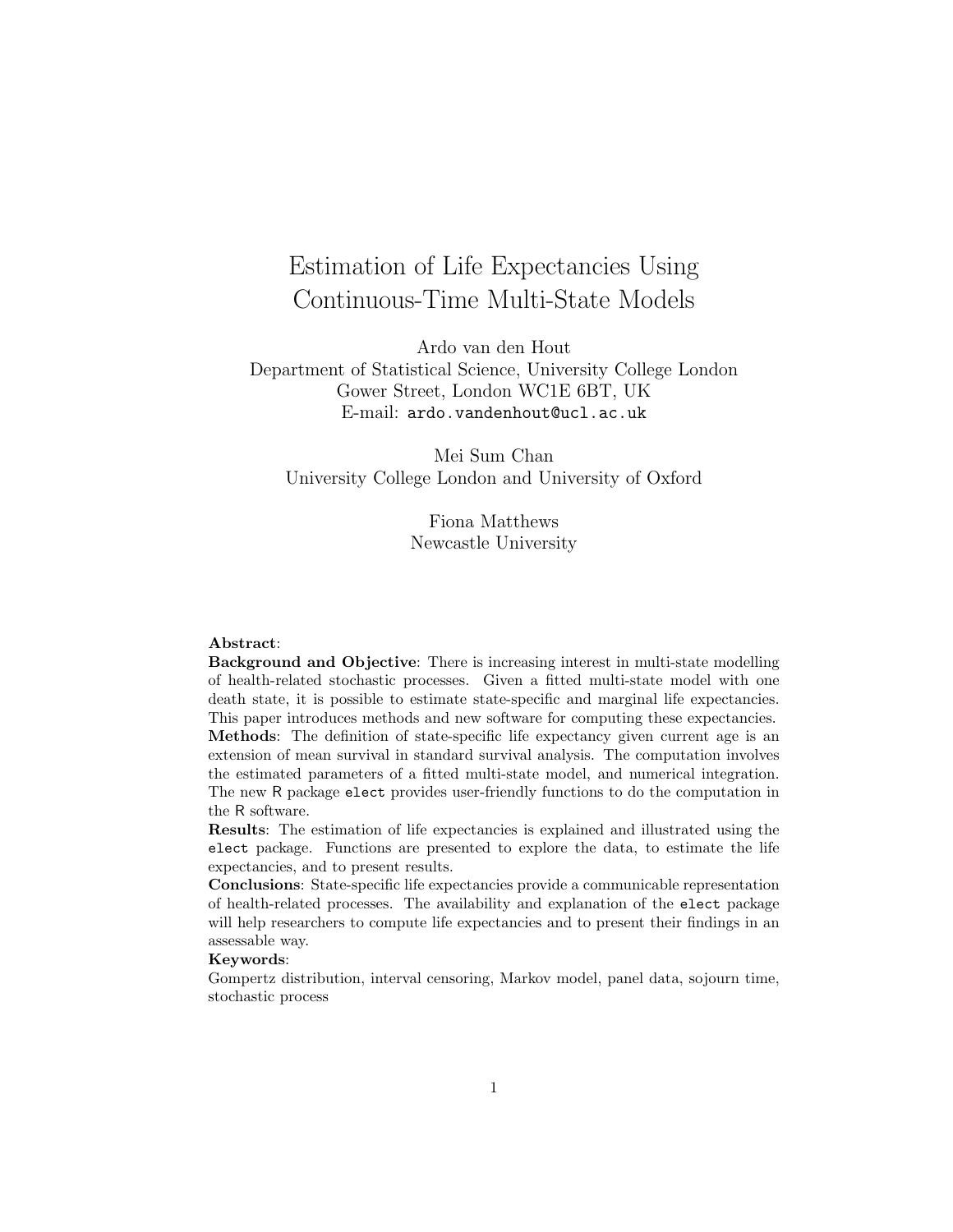# Estimation of Life Expectancies Using Continuous-Time Multi-State Models

Ardo van den Hout
Department of Statistical Science, University College London
Gower Street, London WC1E 6BT, UK
E-mail: `ardo.vandenhout@ucl.ac.uk`

Mei Sum Chan
University College London and University of Oxford

Fiona Matthews
Newcastle University

**Abstract**:

**Background and Objective**: There is increasing interest in multi-state modelling of health-related stochastic processes. Given a fitted multi-state model with one death state, it is possible to estimate state-specific and marginal life expectancies. This paper introduces methods and new software for computing these expectancies.

**Methods**: The definition of state-specific life expectancy given current age is an extension of mean survival in standard survival analysis. The computation involves the estimated parameters of a fitted multi-state model, and numerical integration. The new R package `elect` provides user-friendly functions to do the computation in the R software.

**Results**: The estimation of life expectancies is explained and illustrated using the `elect` package. Functions are presented to explore the data, to estimate the life expectancies, and to present results.

**Conclusions**: State-specific life expectancies provide a communicable representation of health-related processes. The availability and explanation of the `elect` package will help researchers to compute life expectancies and to present their findings in an assessable way.

**Keywords**:
Gompertz distribution, interval censoring, Markov model, panel data, sojourn time, stochastic process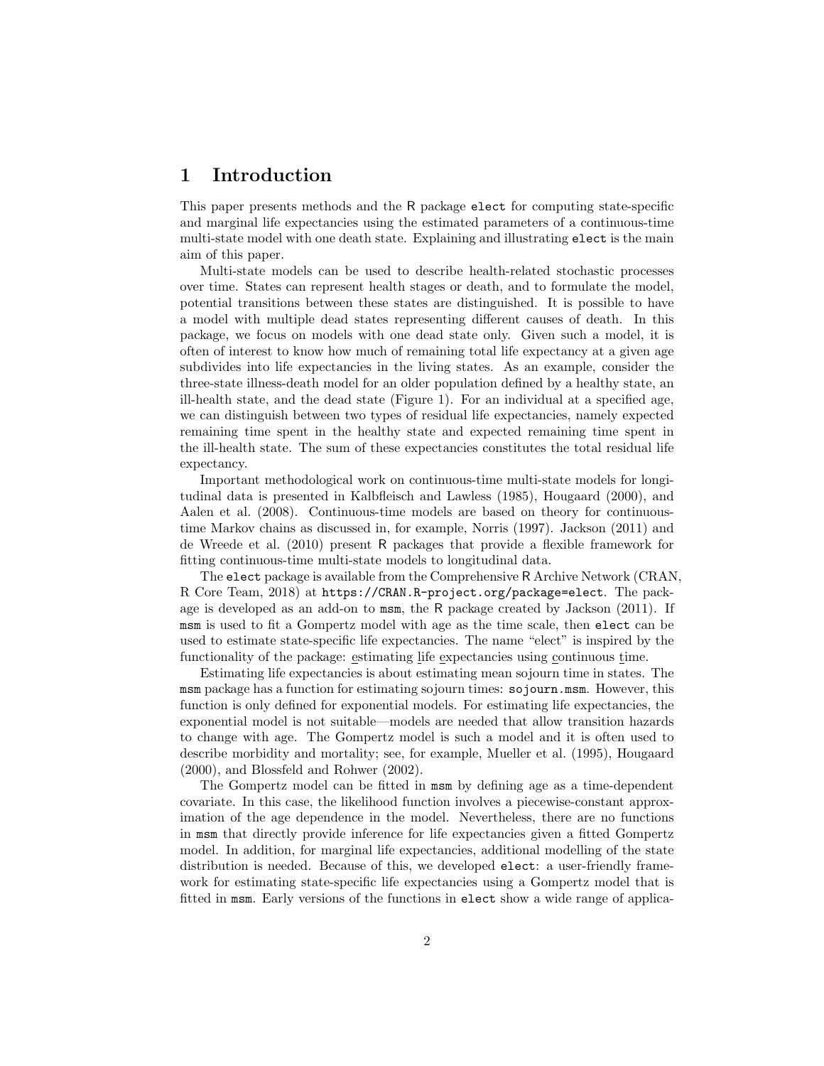# 1 Introduction

This paper presents methods and the R package `elect` for computing state-specific and marginal life expectancies using the estimated parameters of a continuous-time multi-state model with one death state. Explaining and illustrating `elect` is the main aim of this paper.

Multi-state models can be used to describe health-related stochastic processes over time. States can represent health stages or death, and to formulate the model, potential transitions between these states are distinguished. It is possible to have a model with multiple dead states representing different causes of death. In this package, we focus on models with one dead state only. Given such a model, it is often of interest to know how much of remaining total life expectancy at a given age subdivides into life expectancies in the living states. As an example, consider the three-state illness-death model for an older population defined by a healthy state, an ill-health state, and the dead state (Figure 1). For an individual at a specified age, we can distinguish between two types of residual life expectancies, namely expected remaining time spent in the healthy state and expected remaining time spent in the ill-health state. The sum of these expectancies constitutes the total residual life expectancy.

Important methodological work on continuous-time multi-state models for longitudinal data is presented in Kalbfleisch and Lawless (1985), Hougaard (2000), and Aalen et al. (2008). Continuous-time models are based on theory for continuous-time Markov chains as discussed in, for example, Norris (1997). Jackson (2011) and de Wreede et al. (2010) present R packages that provide a flexible framework for fitting continuous-time multi-state models to longitudinal data.

The `elect` package is available from the Comprehensive R Archive Network (CRAN, R Core Team, 2018) at `https://CRAN.R-project.org/package=elect`. The package is developed as an add-on to `msm`, the R package created by Jackson (2011). If `msm` is used to fit a Gompertz model with age as the time scale, then `elect` can be used to estimate state-specific life expectancies. The name "elect" is inspired by the functionality of the package: estimating life expectancies using continuous time.

Estimating life expectancies is about estimating mean sojourn time in states. The `msm` package has a function for estimating sojourn times: `sojourn.msm`. However, this function is only defined for exponential models. For estimating life expectancies, the exponential model is not suitable—models are needed that allow transition hazards to change with age. The Gompertz model is such a model and it is often used to describe morbidity and mortality; see, for example, Mueller et al. (1995), Hougaard (2000), and Blossfeld and Rohwer (2002).

The Gompertz model can be fitted in `msm` by defining age as a time-dependent covariate. In this case, the likelihood function involves a piecewise-constant approximation of the age dependence in the model. Nevertheless, there are no functions in `msm` that directly provide inference for life expectancies given a fitted Gompertz model. In addition, for marginal life expectancies, additional modelling of the state distribution is needed. Because of this, we developed `elect`: a user-friendly framework for estimating state-specific life expectancies using a Gompertz model that is fitted in `msm`. Early versions of the functions in `elect` show a wide range of applica-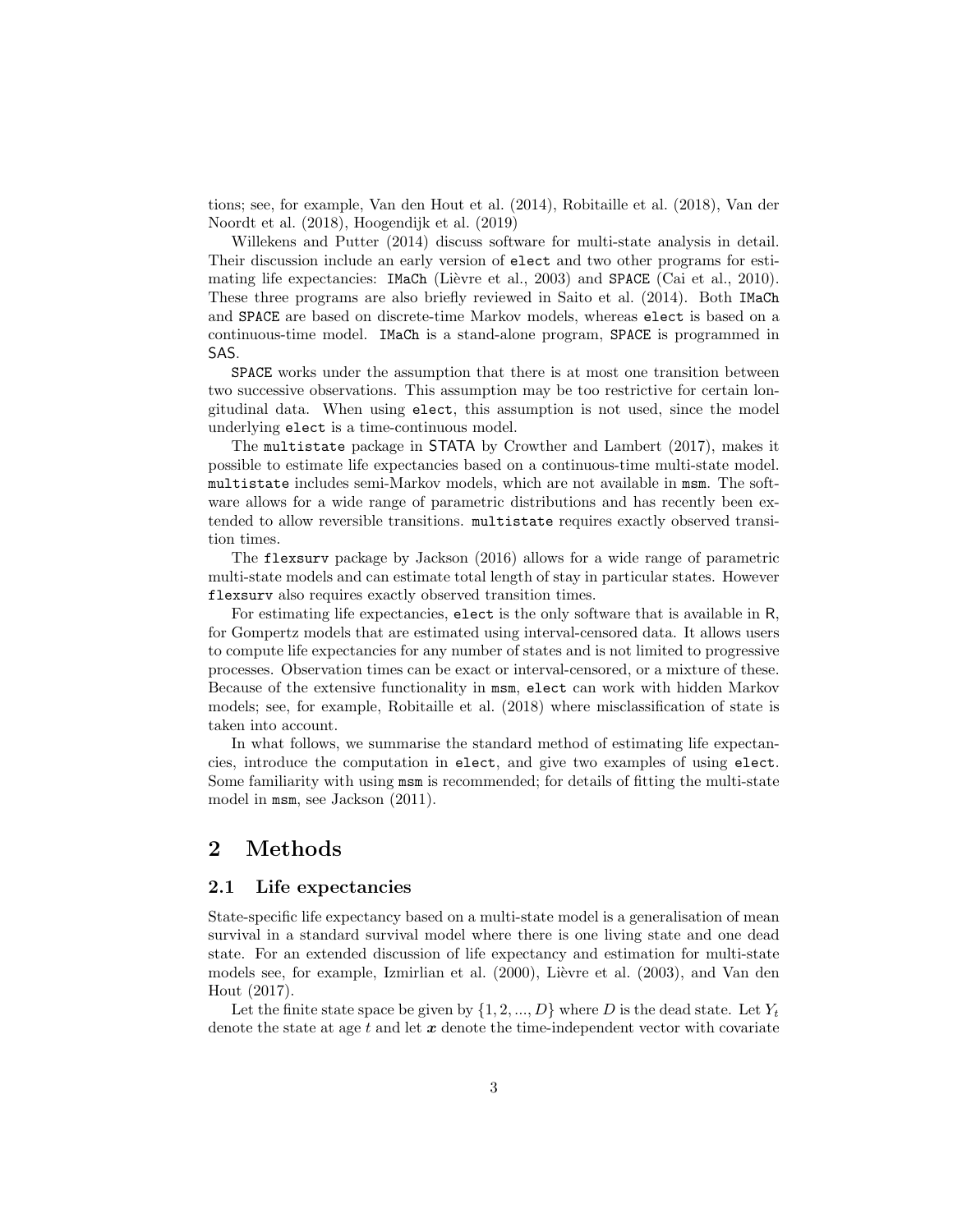tions; see, for example, Van den Hout et al. (2014), Robitaille et al. (2018), Van der Noordt et al. (2018), Hoogendijk et al. (2019)

Willekens and Putter (2014) discuss software for multi-state analysis in detail. Their discussion include an early version of `elect` and two other programs for estimating life expectancies: `IMaCh` (Lièvre et al., 2003) and `SPACE` (Cai et al., 2010). These three programs are also briefly reviewed in Saito et al. (2014). Both `IMaCh` and `SPACE` are based on discrete-time Markov models, whereas `elect` is based on a continuous-time model. `IMaCh` is a stand-alone program, `SPACE` is programmed in SAS.

`SPACE` works under the assumption that there is at most one transition between two successive observations. This assumption may be too restrictive for certain longitudinal data. When using `elect`, this assumption is not used, since the model underlying `elect` is a time-continuous model.

The `multistate` package in STATA by Crowther and Lambert (2017), makes it possible to estimate life expectancies based on a continuous-time multi-state model. `multistate` includes semi-Markov models, which are not available in `msm`. The software allows for a wide range of parametric distributions and has recently been extended to allow reversible transitions. `multistate` requires exactly observed transition times.

The `flexsurv` package by Jackson (2016) allows for a wide range of parametric multi-state models and can estimate total length of stay in particular states. However `flexsurv` also requires exactly observed transition times.

For estimating life expectancies, `elect` is the only software that is available in R, for Gompertz models that are estimated using interval-censored data. It allows users to compute life expectancies for any number of states and is not limited to progressive processes. Observation times can be exact or interval-censored, or a mixture of these. Because of the extensive functionality in `msm`, `elect` can work with hidden Markov models; see, for example, Robitaille et al. (2018) where misclassification of state is taken into account.

In what follows, we summarise the standard method of estimating life expectancies, introduce the computation in `elect`, and give two examples of using `elect`. Some familiarity with using `msm` is recommended; for details of fitting the multi-state model in `msm`, see Jackson (2011).

# 2 Methods

## 2.1 Life expectancies

State-specific life expectancy based on a multi-state model is a generalisation of mean survival in a standard survival model where there is one living state and one dead state. For an extended discussion of life expectancy and estimation for multi-state models see, for example, Izmirlian et al. (2000), Lièvre et al. (2003), and Van den Hout (2017).

Let the finite state space be given by $\{1, 2, ..., D\}$ where $D$ is the dead state. Let $Y_t$ denote the state at age $t$ and let $\boldsymbol{x}$ denote the time-independent vector with covariate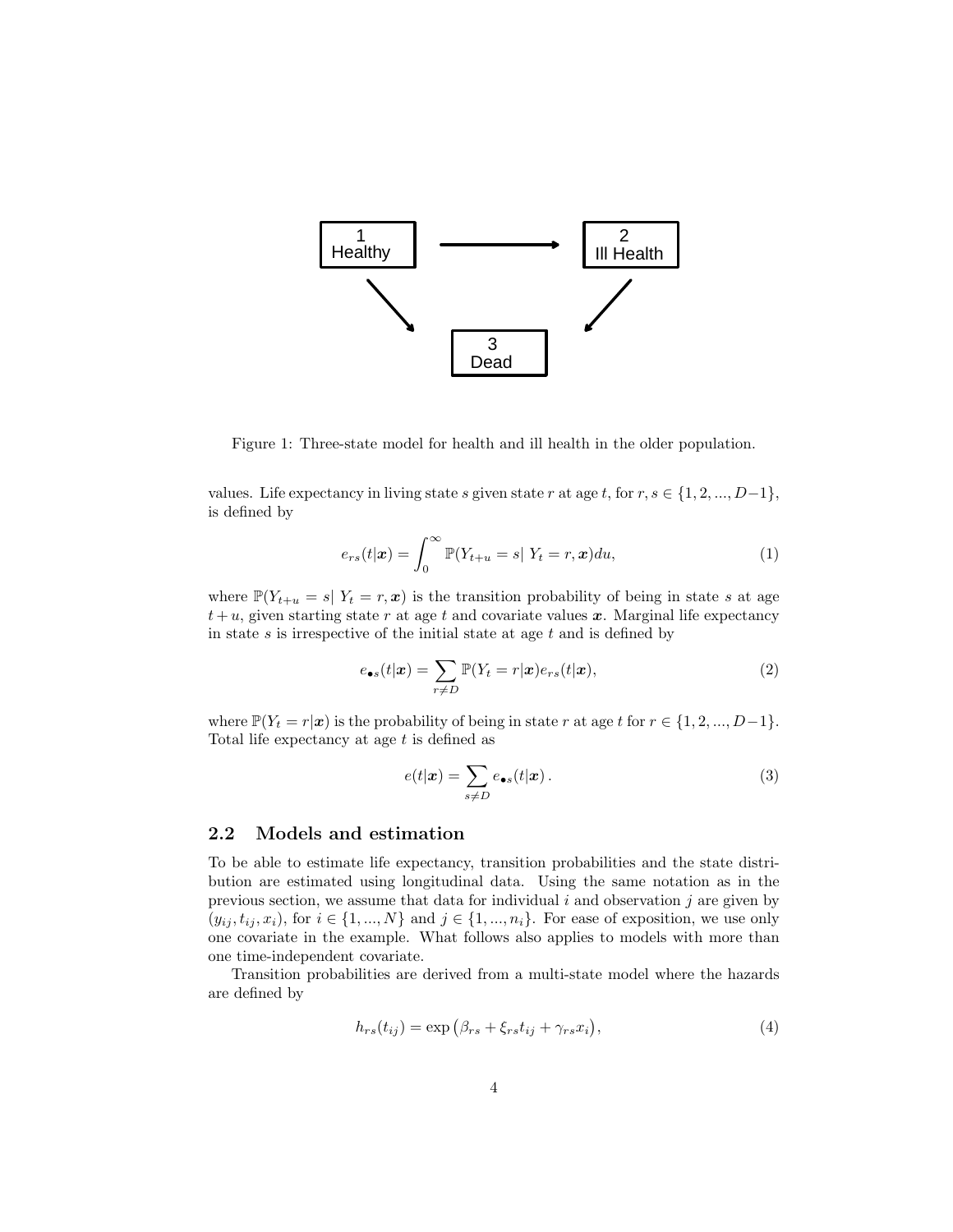1
Healthy

2
Ill Health

3
Dead

Figure 1: Three-state model for health and ill health in the older population.

values. Life expectancy in living state $s$ given state $r$ at age $t$, for $r, s \in \{1, 2, ..., D-1\}$, is defined by

$$e_{rs}(t|\boldsymbol{x}) = \int_0^\infty \mathbb{P}(Y_{t+u} = s|\ Y_t = r, \boldsymbol{x})du, \tag{1}$$

where $\mathbb{P}(Y_{t+u} = s|\ Y_t = r, \boldsymbol{x})$ is the transition probability of being in state $s$ at age $t+u$, given starting state $r$ at age $t$ and covariate values $\boldsymbol{x}$. Marginal life expectancy in state $s$ is irrespective of the initial state at age $t$ and is defined by

$$e_{\bullet s}(t|\boldsymbol{x}) = \sum_{r \neq D} \mathbb{P}(Y_t = r|\boldsymbol{x}) e_{rs}(t|\boldsymbol{x}), \tag{2}$$

where $\mathbb{P}(Y_t = r|\boldsymbol{x})$ is the probability of being in state $r$ at age $t$ for $r \in \{1, 2, ..., D-1\}$. Total life expectancy at age $t$ is defined as

$$e(t|\boldsymbol{x}) = \sum_{s \neq D} e_{\bullet s}(t|\boldsymbol{x})\,. \tag{3}$$

### 2.2 Models and estimation

To be able to estimate life expectancy, transition probabilities and the state distribution are estimated using longitudinal data. Using the same notation as in the previous section, we assume that data for individual $i$ and observation $j$ are given by $(y_{ij}, t_{ij}, x_i)$, for $i \in \{1, ..., N\}$ and $j \in \{1, ..., n_i\}$. For ease of exposition, we use only one covariate in the example. What follows also applies to models with more than one time-independent covariate.

Transition probabilities are derived from a multi-state model where the hazards are defined by

$$h_{rs}(t_{ij}) = \exp\big(\beta_{rs} + \xi_{rs} t_{ij} + \gamma_{rs} x_i\big), \tag{4}$$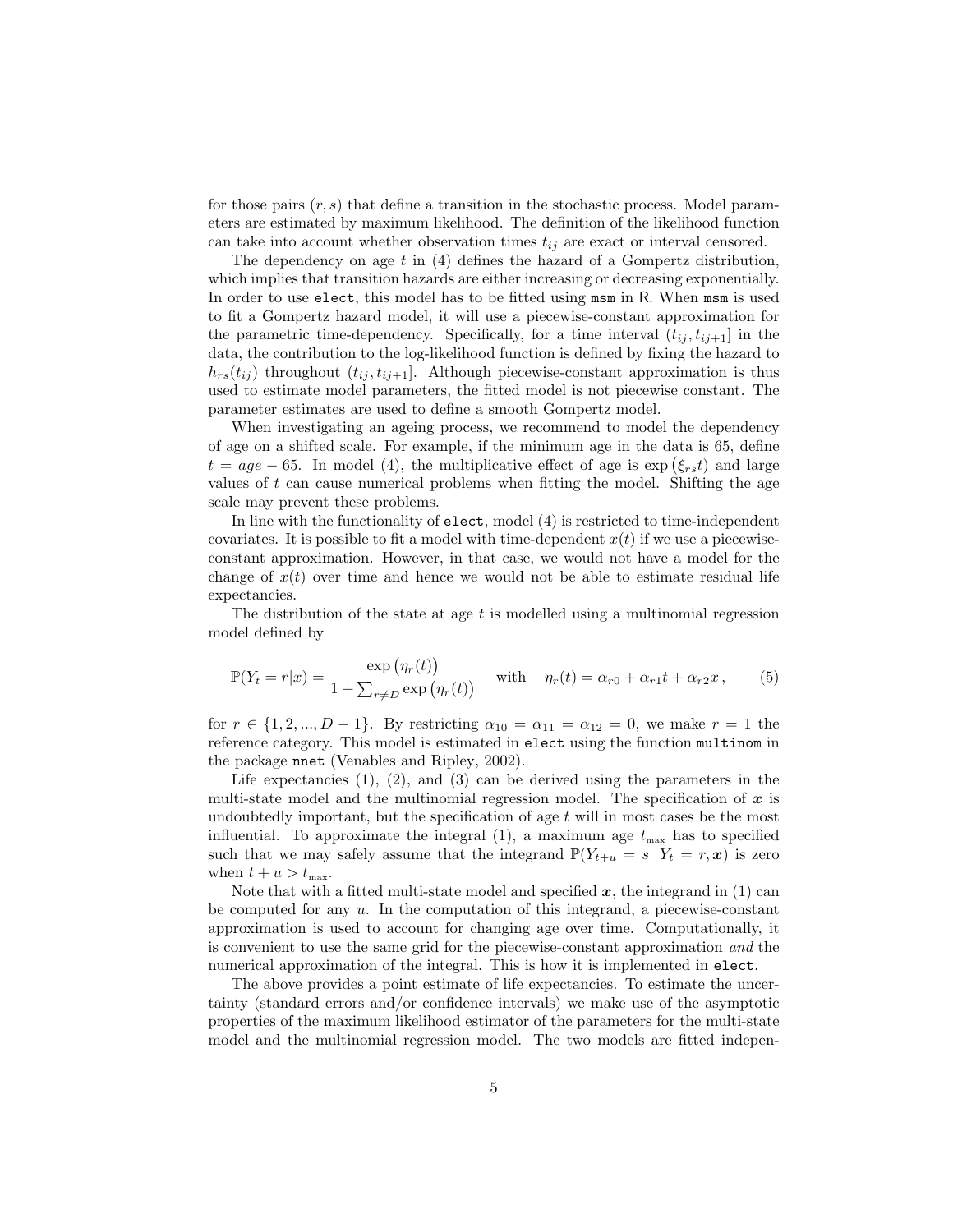for those pairs $(r, s)$ that define a transition in the stochastic process. Model parameters are estimated by maximum likelihood. The definition of the likelihood function can take into account whether observation times $t_{ij}$ are exact or interval censored.

The dependency on age $t$ in (4) defines the hazard of a Gompertz distribution, which implies that transition hazards are either increasing or decreasing exponentially. In order to use `elect`, this model has to be fitted using `msm` in R. When `msm` is used to fit a Gompertz hazard model, it will use a piecewise-constant approximation for the parametric time-dependency. Specifically, for a time interval $(t_{ij}, t_{ij+1}]$ in the data, the contribution to the log-likelihood function is defined by fixing the hazard to $h_{rs}(t_{ij})$ throughout $(t_{ij}, t_{ij+1}]$. Although piecewise-constant approximation is thus used to estimate model parameters, the fitted model is not piecewise constant. The parameter estimates are used to define a smooth Gompertz model.

When investigating an ageing process, we recommend to model the dependency of age on a shifted scale. For example, if the minimum age in the data is 65, define $t = age - 65$. In model (4), the multiplicative effect of age is $\exp\big(\xi_{rs} t\big)$ and large values of $t$ can cause numerical problems when fitting the model. Shifting the age scale may prevent these problems.

In line with the functionality of `elect`, model (4) is restricted to time-independent covariates. It is possible to fit a model with time-dependent $x(t)$ if we use a piecewise-constant approximation. However, in that case, we would not have a model for the change of $x(t)$ over time and hence we would not be able to estimate residual life expectancies.

The distribution of the state at age $t$ is modelled using a multinomial regression model defined by

$$\mathbb{P}(Y_t = r|x) = \frac{\exp\big(\eta_r(t)\big)}{1 + \sum_{r \neq D} \exp\big(\eta_r(t)\big)} \quad \text{with} \quad \eta_r(t) = \alpha_{r0} + \alpha_{r1} t + \alpha_{r2} x\,, \tag{5}$$

for $r \in \{1, 2, ..., D-1\}$. By restricting $\alpha_{10} = \alpha_{11} = \alpha_{12} = 0$, we make $r = 1$ the reference category. This model is estimated in `elect` using the function `multinom` in the package `nnet` (Venables and Ripley, 2002).

Life expectancies (1), (2), and (3) can be derived using the parameters in the multi-state model and the multinomial regression model. The specification of $\boldsymbol{x}$ is undoubtedly important, but the specification of age $t$ will in most cases be the most influential. To approximate the integral (1), a maximum age $t_{\max}$ has to specified such that we may safely assume that the integrand $\mathbb{P}(Y_{t+u} = s|\ Y_t = r, \boldsymbol{x})$ is zero when $t + u > t_{\max}$.

Note that with a fitted multi-state model and specified $\boldsymbol{x}$, the integrand in (1) can be computed for any $u$. In the computation of this integrand, a piecewise-constant approximation is used to account for changing age over time. Computationally, it is convenient to use the same grid for the piecewise-constant approximation *and* the numerical approximation of the integral. This is how it is implemented in `elect`.

The above provides a point estimate of life expectancies. To estimate the uncertainty (standard errors and/or confidence intervals) we make use of the asymptotic properties of the maximum likelihood estimator of the parameters for the multi-state model and the multinomial regression model. The two models are fitted indepen-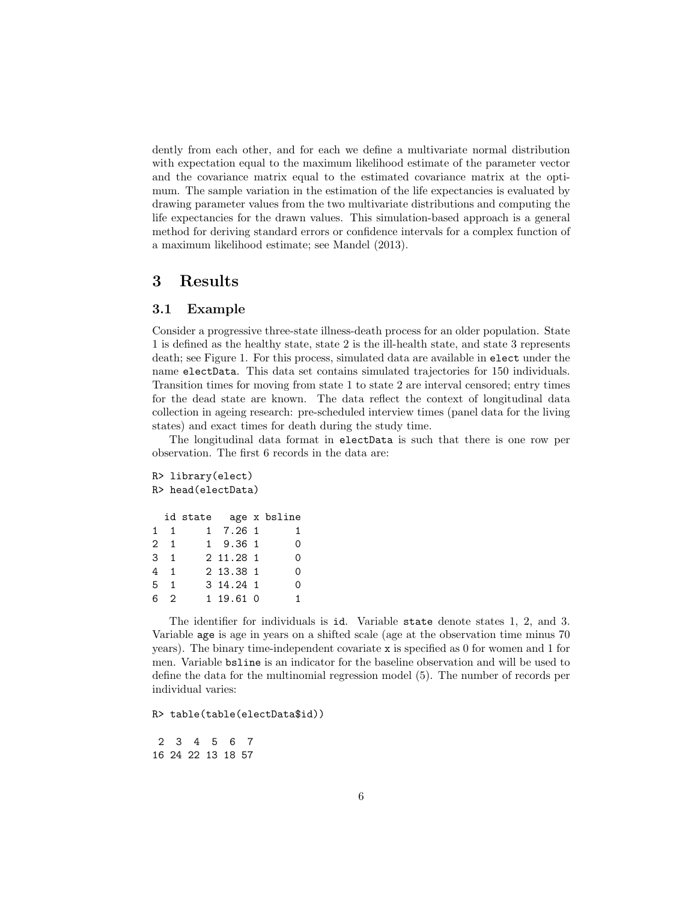dently from each other, and for each we define a multivariate normal distribution with expectation equal to the maximum likelihood estimate of the parameter vector and the covariance matrix equal to the estimated covariance matrix at the optimum. The sample variation in the estimation of the life expectancies is evaluated by drawing parameter values from the two multivariate distributions and computing the life expectancies for the drawn values. This simulation-based approach is a general method for deriving standard errors or confidence intervals for a complex function of a maximum likelihood estimate; see Mandel (2013).

# 3 Results

## 3.1 Example

Consider a progressive three-state illness-death process for an older population. State 1 is defined as the healthy state, state 2 is the ill-health state, and state 3 represents death; see Figure 1. For this process, simulated data are available in `elect` under the name `electData`. This data set contains simulated trajectories for 150 individuals. Transition times for moving from state 1 to state 2 are interval censored; entry times for the dead state are known. The data reflect the context of longitudinal data collection in ageing research: pre-scheduled interview times (panel data for the living states) and exact times for death during the study time.

The longitudinal data format in `electData` is such that there is one row per observation. The first 6 records in the data are:

```
R> library(elect)
R> head(electData)

  id state   age x bsline
1  1     1  7.26 1      1
2  1     1  9.36 1      0
3  1     2 11.28 1      0
4  1     2 13.38 1      0
5  1     3 14.24 1      0
6  2     1 19.61 0      1
```

The identifier for individuals is `id`. Variable `state` denote states 1, 2, and 3. Variable `age` is age in years on a shifted scale (age at the observation time minus 70 years). The binary time-independent covariate `x` is specified as 0 for women and 1 for men. Variable `bsline` is an indicator for the baseline observation and will be used to define the data for the multinomial regression model (5). The number of records per individual varies:

```
R> table(table(electData$id))

 2  3  4  5  6  7
16 24 22 13 18 57
```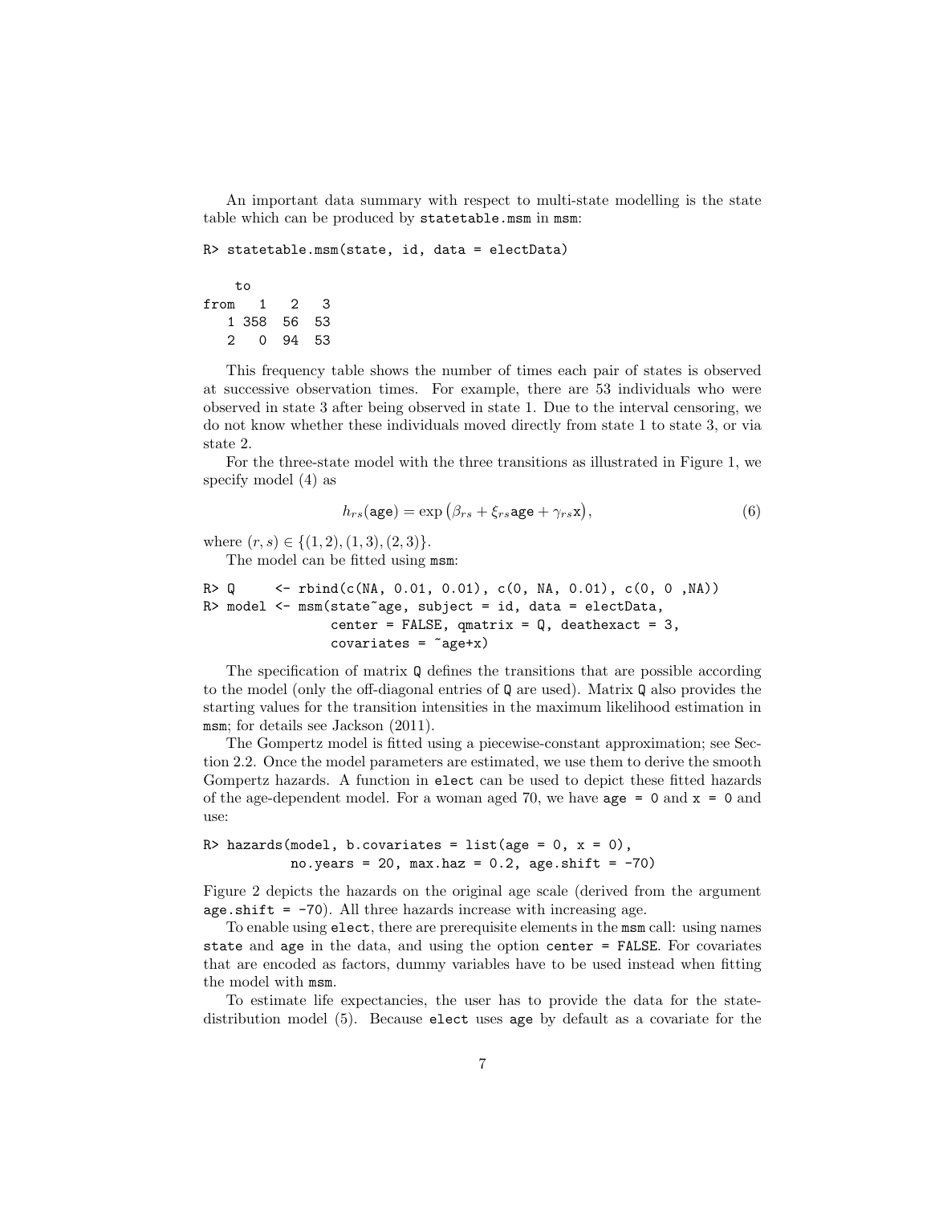An important data summary with respect to multi-state modelling is the state table which can be produced by statetable.msm in msm:

```
R> statetable.msm(state, id, data = electData)

    to
from   1   2   3
   1 358  56  53
   2   0  94  53
```

This frequency table shows the number of times each pair of states is observed at successive observation times. For example, there are 53 individuals who were observed in state 3 after being observed in state 1. Due to the interval censoring, we do not know whether these individuals moved directly from state 1 to state 3, or via state 2.

For the three-state model with the three transitions as illustrated in Figure 1, we specify model (4) as

$$h_{rs}(\mathtt{age}) = \exp\big(\beta_{rs} + \xi_{rs}\mathtt{age} + \gamma_{rs}\mathtt{x}\big), \tag{6}$$

where $(r, s) \in \{(1, 2), (1, 3), (2, 3)\}$.

The model can be fitted using msm:

```
R> Q     <- rbind(c(NA, 0.01, 0.01), c(0, NA, 0.01), c(0, 0 ,NA))
R> model <- msm(state~age, subject = id, data = electData,
                center = FALSE, qmatrix = Q, deathexact = 3,
                covariates = ~age+x)
```

The specification of matrix Q defines the transitions that are possible according to the model (only the off-diagonal entries of Q are used). Matrix Q also provides the starting values for the transition intensities in the maximum likelihood estimation in msm; for details see Jackson (2011).

The Gompertz model is fitted using a piecewise-constant approximation; see Section 2.2. Once the model parameters are estimated, we use them to derive the smooth Gompertz hazards. A function in elect can be used to depict these fitted hazards of the age-dependent model. For a woman aged 70, we have age = 0 and x = 0 and use:

```
R> hazards(model, b.covariates = list(age = 0, x = 0),
           no.years = 20, max.haz = 0.2, age.shift = -70)
```

Figure 2 depicts the hazards on the original age scale (derived from the argument age.shift = -70). All three hazards increase with increasing age.

To enable using elect, there are prerequisite elements in the msm call: using names state and age in the data, and using the option center = FALSE. For covariates that are encoded as factors, dummy variables have to be used instead when fitting the model with msm.

To estimate life expectancies, the user has to provide the data for the state-distribution model (5). Because elect uses age by default as a covariate for the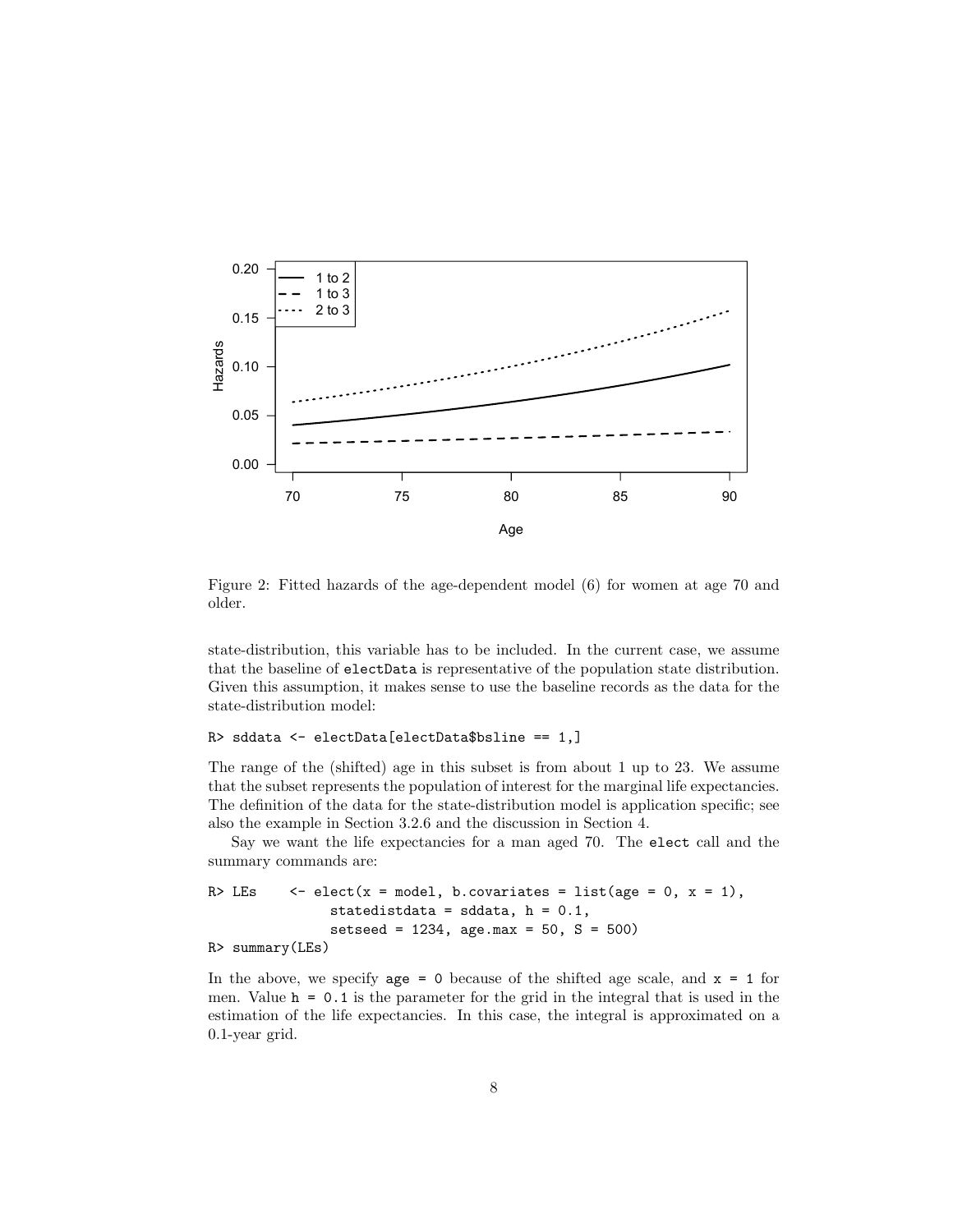0.20
0.15
0.10
0.05
0.00
Hazards
1 to 2
1 to 3
2 to 3
70
75
80
85
90
Age

Figure 2: Fitted hazards of the age-dependent model (6) for women at age 70 and older.

state-distribution, this variable has to be included. In the current case, we assume that the baseline of electData is representative of the population state distribution. Given this assumption, it makes sense to use the baseline records as the data for the state-distribution model:

```
R> sddata <- electData[electData$bsline == 1,]
```

The range of the (shifted) age in this subset is from about 1 up to 23. We assume that the subset represents the population of interest for the marginal life expectancies. The definition of the data for the state-distribution model is application specific; see also the example in Section 3.2.6 and the discussion in Section 4.

Say we want the life expectancies for a man aged 70. The elect call and the summary commands are:

```
R> LEs    <- elect(x = model, b.covariates = list(age = 0, x = 1),
              statedistdata = sddata, h = 0.1,
              setseed = 1234, age.max = 50, S = 500)
R> summary(LEs)
```

In the above, we specify age = 0 because of the shifted age scale, and x = 1 for men. Value h = 0.1 is the parameter for the grid in the integral that is used in the estimation of the life expectancies. In this case, the integral is approximated on a 0.1-year grid.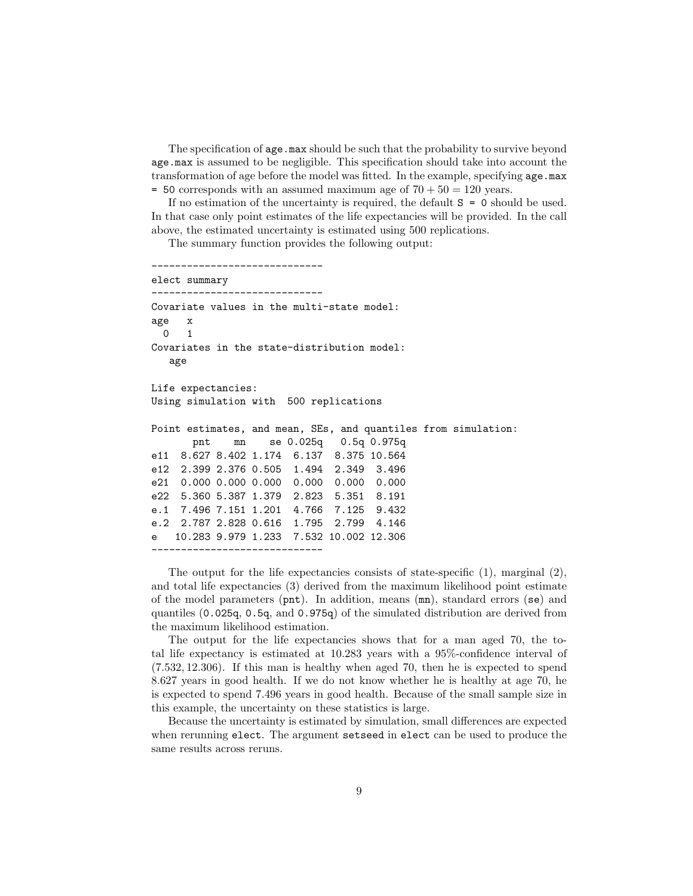The specification of `age.max` should be such that the probability to survive beyond `age.max` is assumed to be negligible. This specification should take into account the transformation of age before the model was fitted. In the example, specifying `age.max = 50` corresponds with an assumed maximum age of $70 + 50 = 120$ years.

If no estimation of the uncertainty is required, the default `S = 0` should be used. In that case only point estimates of the life expectancies will be provided. In the call above, the estimated uncertainty is estimated using 500 replications.

The summary function provides the following output:

```
-----------------------------
elect summary
-----------------------------
Covariate values in the multi-state model:
age   x
  0   1
Covariates in the state-distribution model:
   age

Life expectancies:
Using simulation with  500 replications

Point estimates, and mean, SEs, and quantiles from simulation:
       pnt    mn    se 0.025q   0.5q 0.975q
e11  8.627 8.402 1.174  6.137  8.375 10.564
e12  2.399 2.376 0.505  1.494  2.349  3.496
e21  0.000 0.000 0.000  0.000  0.000  0.000
e22  5.360 5.387 1.379  2.823  5.351  8.191
e.1  7.496 7.151 1.201  4.766  7.125  9.432
e.2  2.787 2.828 0.616  1.795  2.799  4.146
e   10.283 9.979 1.233  7.532 10.002 12.306
-----------------------------
```

The output for the life expectancies consists of state-specific (1), marginal (2), and total life expectancies (3) derived from the maximum likelihood point estimate of the model parameters (`pnt`). In addition, means (`mn`), standard errors (`se`) and quantiles (`0.025q`, `0.5q`, and `0.975q`) of the simulated distribution are derived from the maximum likelihood estimation.

The output for the life expectancies shows that for a man aged 70, the total life expectancy is estimated at 10.283 years with a 95%-confidence interval of $(7.532, 12.306)$. If this man is healthy when aged 70, then he is expected to spend 8.627 years in good health. If we do not know whether he is healthy at age 70, he is expected to spend 7.496 years in good health. Because of the small sample size in this example, the uncertainty on these statistics is large.

Because the uncertainty is estimated by simulation, small differences are expected when rerunning `elect`. The argument `setseed` in `elect` can be used to produce the same results across reruns.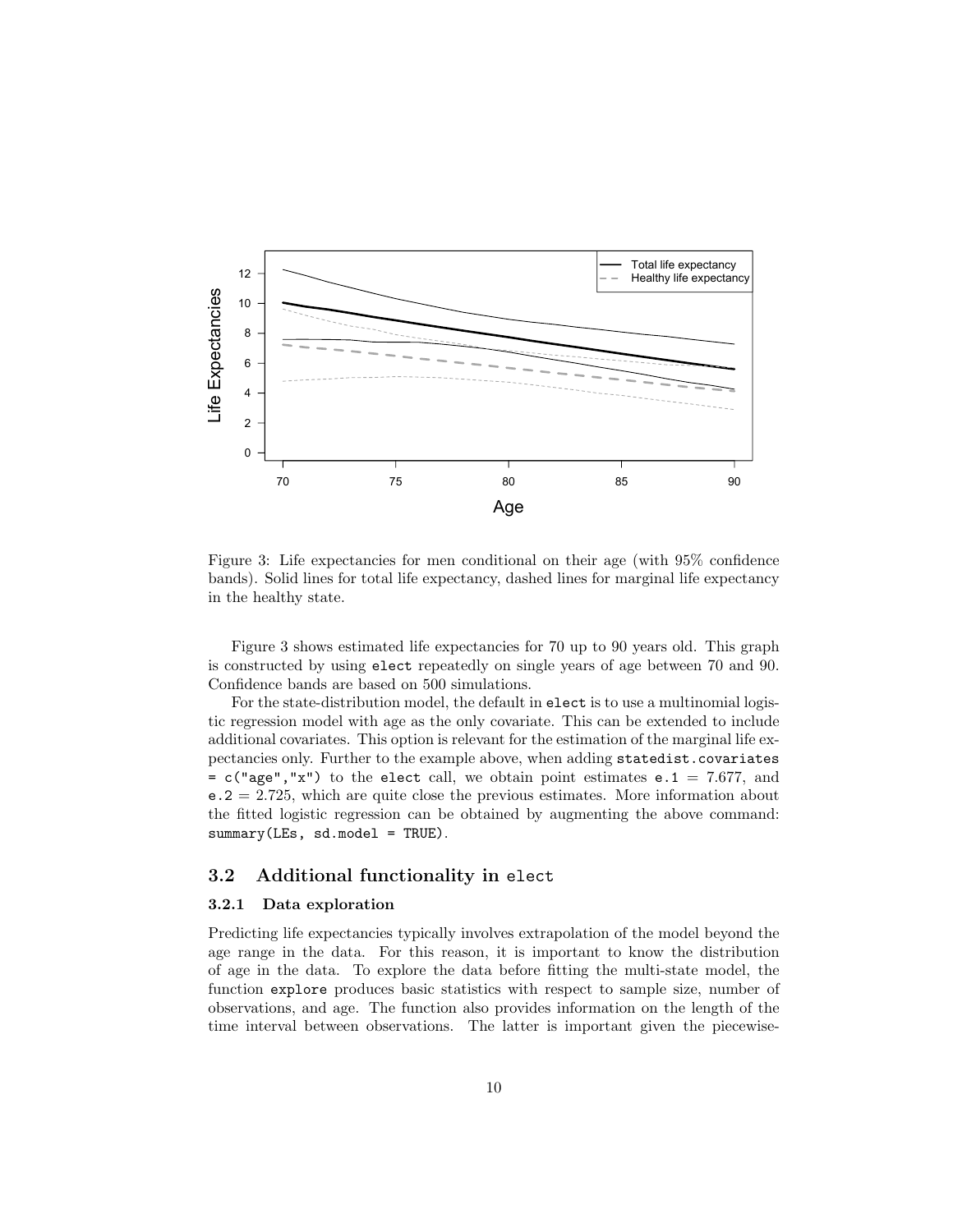Life Expectancies

0
2
4
6
8
10
12

70
75
80
85
90

Age

Total life expectancy
Healthy life expectancy

Figure 3: Life expectancies for men conditional on their age (with 95% confidence bands). Solid lines for total life expectancy, dashed lines for marginal life expectancy in the healthy state.

Figure 3 shows estimated life expectancies for 70 up to 90 years old. This graph is constructed by using `elect` repeatedly on single years of age between 70 and 90. Confidence bands are based on 500 simulations.

For the state-distribution model, the default in `elect` is to use a multinomial logistic regression model with age as the only covariate. This can be extended to include additional covariates. This option is relevant for the estimation of the marginal life expectancies only. Further to the example above, when adding `statedist.covariates = c("age","x")` to the `elect` call, we obtain point estimates `e.1` = 7.677, and `e.2` = 2.725, which are quite close the previous estimates. More information about the fitted logistic regression can be obtained by augmenting the above command: `summary(LEs, sd.model = TRUE)`.

## 3.2 Additional functionality in `elect`

### 3.2.1 Data exploration

Predicting life expectancies typically involves extrapolation of the model beyond the age range in the data. For this reason, it is important to know the distribution of age in the data. To explore the data before fitting the multi-state model, the function `explore` produces basic statistics with respect to sample size, number of observations, and age. The function also provides information on the length of the time interval between observations. The latter is important given the piecewise-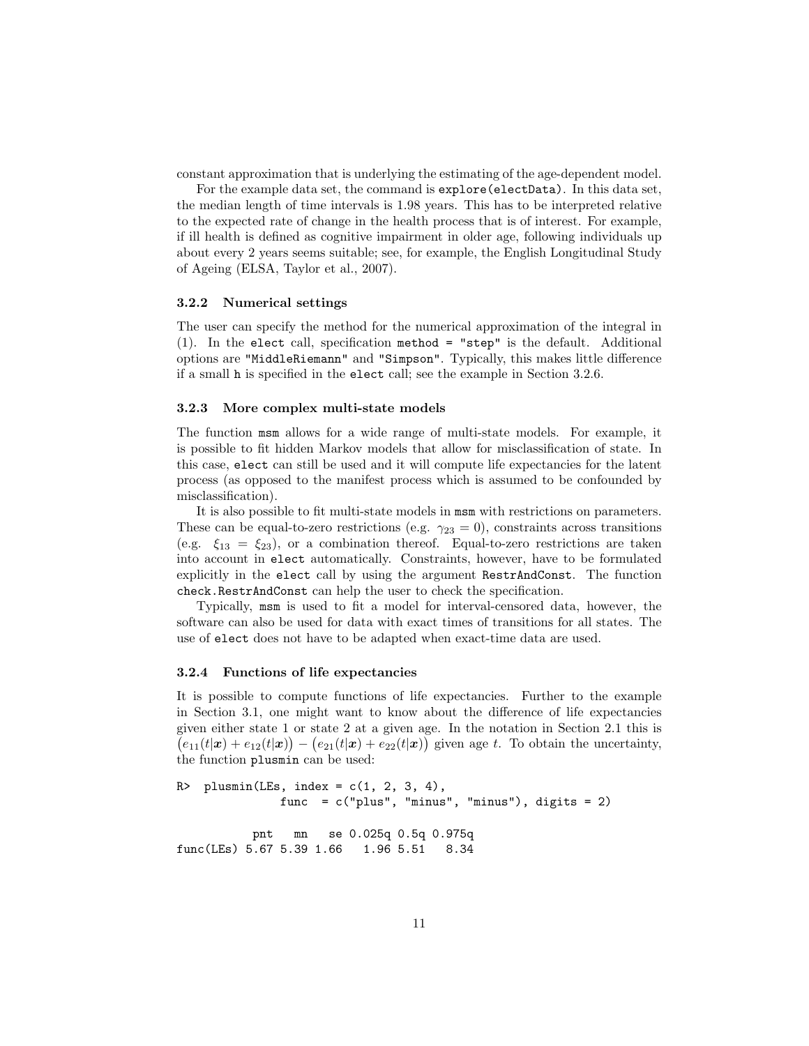constant approximation that is underlying the estimating of the age-dependent model.

For the example data set, the command is `explore(electData)`. In this data set, the median length of time intervals is 1.98 years. This has to be interpreted relative to the expected rate of change in the health process that is of interest. For example, if ill health is defined as cognitive impairment in older age, following individuals up about every 2 years seems suitable; see, for example, the English Longitudinal Study of Ageing (ELSA, Taylor et al., 2007).

### 3.2.2 Numerical settings

The user can specify the method for the numerical approximation of the integral in (1). In the `elect` call, specification `method = "step"` is the default. Additional options are `"MiddleRiemann"` and `"Simpson"`. Typically, this makes little difference if a small `h` is specified in the `elect` call; see the example in Section 3.2.6.

### 3.2.3 More complex multi-state models

The function `msm` allows for a wide range of multi-state models. For example, it is possible to fit hidden Markov models that allow for misclassification of state. In this case, `elect` can still be used and it will compute life expectancies for the latent process (as opposed to the manifest process which is assumed to be confounded by misclassification).

It is also possible to fit multi-state models in `msm` with restrictions on parameters. These can be equal-to-zero restrictions (e.g. $\gamma_{23} = 0$), constraints across transitions (e.g. $\xi_{13} = \xi_{23}$), or a combination thereof. Equal-to-zero restrictions are taken into account in `elect` automatically. Constraints, however, have to be formulated explicitly in the `elect` call by using the argument `RestrAndConst`. The function `check.RestrAndConst` can help the user to check the specification.

Typically, `msm` is used to fit a model for interval-censored data, however, the software can also be used for data with exact times of transitions for all states. The use of `elect` does not have to be adapted when exact-time data are used.

### 3.2.4 Functions of life expectancies

It is possible to compute functions of life expectancies. Further to the example in Section 3.1, one might want to know about the difference of life expectancies given either state 1 or state 2 at a given age. In the notation in Section 2.1 this is $\big(e_{11}(t|\boldsymbol{x}) + e_{12}(t|\boldsymbol{x})\big) - \big(e_{21}(t|\boldsymbol{x}) + e_{22}(t|\boldsymbol{x})\big)$ given age $t$. To obtain the uncertainty, the function `plusmin` can be used:

```
R>  plusmin(LEs, index = c(1, 2, 3, 4),
              func  = c("plus", "minus", "minus"), digits = 2)

           pnt   mn   se 0.025q 0.5q 0.975q
func(LEs) 5.67 5.39 1.66   1.96 5.51   8.34
```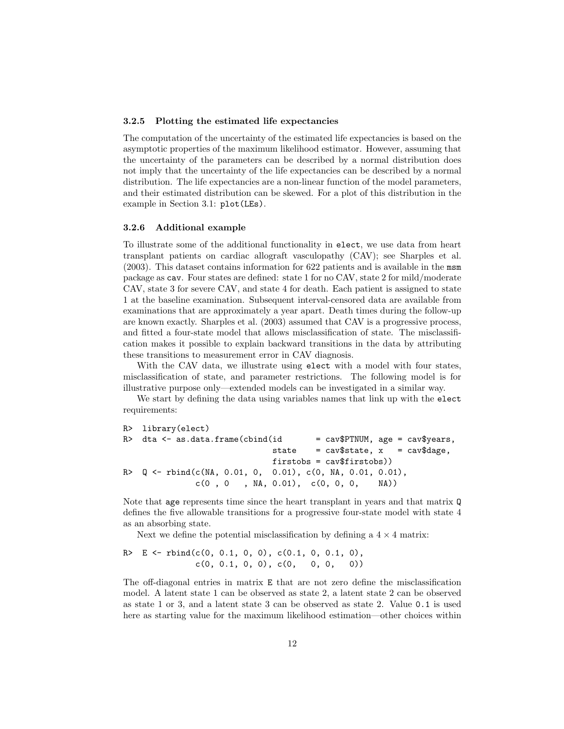### 3.2.5 Plotting the estimated life expectancies

The computation of the uncertainty of the estimated life expectancies is based on the asymptotic properties of the maximum likelihood estimator. However, assuming that the uncertainty of the parameters can be described by a normal distribution does not imply that the uncertainty of the life expectancies can be described by a normal distribution. The life expectancies are a non-linear function of the model parameters, and their estimated distribution can be skewed. For a plot of this distribution in the example in Section 3.1: `plot(LEs)`.

### 3.2.6 Additional example

To illustrate some of the additional functionality in `elect`, we use data from heart transplant patients on cardiac allograft vasculopathy (CAV); see Sharples et al. (2003). This dataset contains information for 622 patients and is available in the `msm` package as `cav`. Four states are defined: state 1 for no CAV, state 2 for mild/moderate CAV, state 3 for severe CAV, and state 4 for death. Each patient is assigned to state 1 at the baseline examination. Subsequent interval-censored data are available from examinations that are approximately a year apart. Death times during the follow-up are known exactly. Sharples et al. (2003) assumed that CAV is a progressive process, and fitted a four-state model that allows misclassification of state. The misclassification makes it possible to explain backward transitions in the data by attributing these transitions to measurement error in CAV diagnosis.

With the CAV data, we illustrate using `elect` with a model with four states, misclassification of state, and parameter restrictions. The following model is for illustrative purpose only—extended models can be investigated in a similar way.

We start by defining the data using variables names that link up with the `elect` requirements:

```
R>  library(elect)
R>  dta <- as.data.frame(cbind(id       = cav$PTNUM, age = cav$years,
                               state    = cav$state, x   = cav$dage,
                               firstobs = cav$firstobs))
R>  Q <- rbind(c(NA, 0.01, 0,  0.01), c(0, NA, 0.01, 0.01),
              c(0 , 0   , NA, 0.01),  c(0, 0, 0,    NA))
```

Note that `age` represents time since the heart transplant in years and that matrix `Q` defines the five allowable transitions for a progressive four-state model with state 4 as an absorbing state.

Next we define the potential misclassification by defining a $4 \times 4$ matrix:

```
R>  E <- rbind(c(0, 0.1, 0, 0), c(0.1, 0, 0.1, 0),
              c(0, 0.1, 0, 0), c(0,   0, 0,   0))
```

The off-diagonal entries in matrix `E` that are not zero define the misclassification model. A latent state 1 can be observed as state 2, a latent state 2 can be observed as state 1 or 3, and a latent state 3 can be observed as state 2. Value `0.1` is used here as starting value for the maximum likelihood estimation—other choices within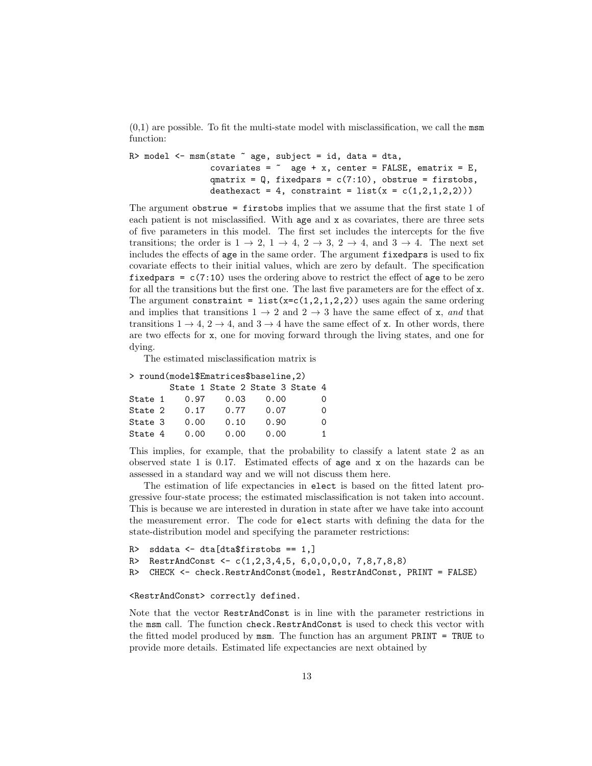(0,1) are possible. To fit the multi-state model with misclassification, we call the `msm` function:

```
R> model <- msm(state ~ age, subject = id, data = dta,
                covariates = ~  age + x, center = FALSE, ematrix = E,
                qmatrix = Q, fixedpars = c(7:10), obstrue = firstobs,
                deathexact = 4, constraint = list(x = c(1,2,1,2,2)))
```

The argument `obstrue = firstobs` implies that we assume that the first state 1 of each patient is not misclassified. With `age` and `x` as covariates, there are three sets of five parameters in this model. The first set includes the intercepts for the five transitions; the order is $1 \to 2$, $1 \to 4$, $2 \to 3$, $2 \to 4$, and $3 \to 4$. The next set includes the effects of `age` in the same order. The argument `fixedpars` is used to fix covariate effects to their initial values, which are zero by default. The specification `fixedpars = c(7:10)` uses the ordering above to restrict the effect of `age` to be zero for all the transitions but the first one. The last five parameters are for the effect of `x`. The argument `constraint = list(x=c(1,2,1,2,2))` uses again the same ordering and implies that transitions $1 \to 2$ and $2 \to 3$ have the same effect of `x`, *and* that transitions $1 \to 4$, $2 \to 4$, and $3 \to 4$ have the same effect of `x`. In other words, there are two effects for `x`, one for moving forward through the living states, and one for dying.

The estimated misclassification matrix is

```
> round(model$Ematrices$baseline,2)
        State 1 State 2 State 3 State 4
State 1    0.97    0.03    0.00       0
State 2    0.17    0.77    0.07       0
State 3    0.00    0.10    0.90       0
State 4    0.00    0.00    0.00       1
```

This implies, for example, that the probability to classify a latent state 2 as an observed state 1 is 0.17. Estimated effects of `age` and `x` on the hazards can be assessed in a standard way and we will not discuss them here.

The estimation of life expectancies in `elect` is based on the fitted latent progressive four-state process; the estimated misclassification is not taken into account. This is because we are interested in duration in state after we have take into account the measurement error. The code for `elect` starts with defining the data for the state-distribution model and specifying the parameter restrictions:

```
R>  sddata <- dta[dta$firstobs == 1,]
R>  RestrAndConst <- c(1,2,3,4,5, 6,0,0,0,0, 7,8,7,8,8)
R>  CHECK <- check.RestrAndConst(model, RestrAndConst, PRINT = FALSE)

<RestrAndConst> correctly defined.
```

Note that the vector `RestrAndConst` is in line with the parameter restrictions in the `msm` call. The function `check.RestrAndConst` is used to check this vector with the fitted model produced by `msm`. The function has an argument `PRINT = TRUE` to provide more details. Estimated life expectancies are next obtained by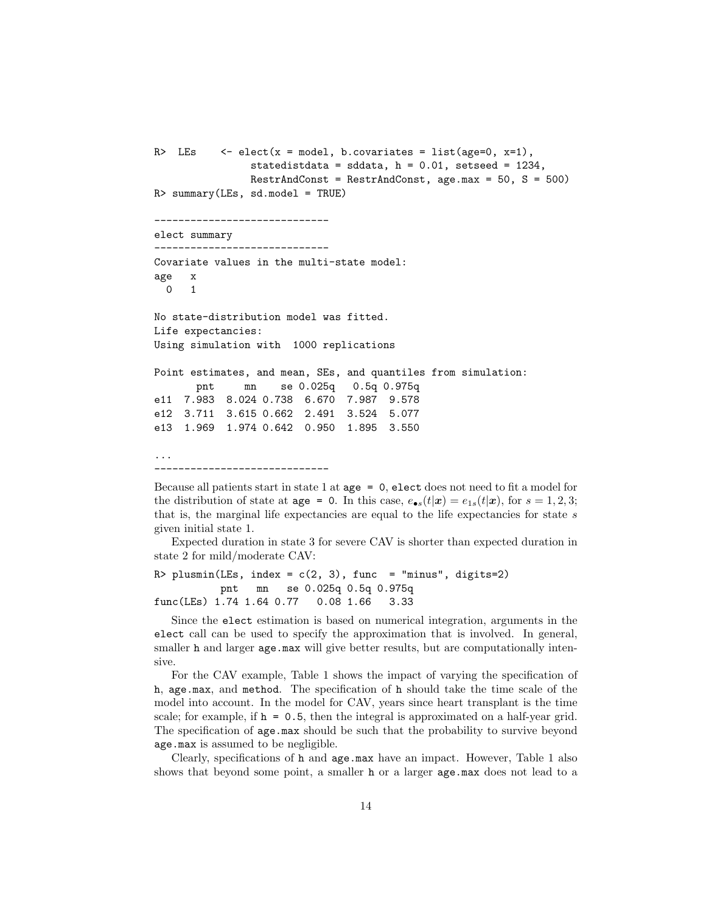```
R>  LEs    <- elect(x = model, b.covariates = list(age=0, x=1),
               statedistdata = sddata, h = 0.01, setseed = 1234,
               RestrAndConst = RestrAndConst, age.max = 50, S = 500)
R> summary(LEs, sd.model = TRUE)

-----------------------------
elect summary
-----------------------------
Covariate values in the multi-state model:
age   x
  0   1

No state-distribution model was fitted.
Life expectancies:
Using simulation with  1000 replications

Point estimates, and mean, SEs, and quantiles from simulation:
       pnt     mn    se 0.025q   0.5q 0.975q
e11  7.983  8.024 0.738  6.670  7.987  9.578
e12  3.711  3.615 0.662  2.491  3.524  5.077
e13  1.969  1.974 0.642  0.950  1.895  3.550

...
-----------------------------
```

Because all patients start in state 1 at `age = 0`, `elect` does not need to fit a model for the distribution of state at `age = 0`. In this case, $e_{\bullet s}(t|\boldsymbol{x}) = e_{1s}(t|\boldsymbol{x})$, for $s = 1, 2, 3$; that is, the marginal life expectancies are equal to the life expectancies for state $s$ given initial state 1.

Expected duration in state 3 for severe CAV is shorter than expected duration in state 2 for mild/moderate CAV:

```
R> plusmin(LEs, index = c(2, 3), func  = "minus", digits=2)
           pnt   mn   se 0.025q 0.5q 0.975q
func(LEs) 1.74 1.64 0.77   0.08 1.66   3.33
```

Since the `elect` estimation is based on numerical integration, arguments in the `elect` call can be used to specify the approximation that is involved. In general, smaller `h` and larger `age.max` will give better results, but are computationally intensive.

For the CAV example, Table 1 shows the impact of varying the specification of `h`, `age.max`, and `method`. The specification of `h` should take the time scale of the model into account. In the model for CAV, years since heart transplant is the time scale; for example, if `h = 0.5`, then the integral is approximated on a half-year grid. The specification of `age.max` should be such that the probability to survive beyond `age.max` is assumed to be negligible.

Clearly, specifications of `h` and `age.max` have an impact. However, Table 1 also shows that beyond some point, a smaller `h` or a larger `age.max` does not lead to a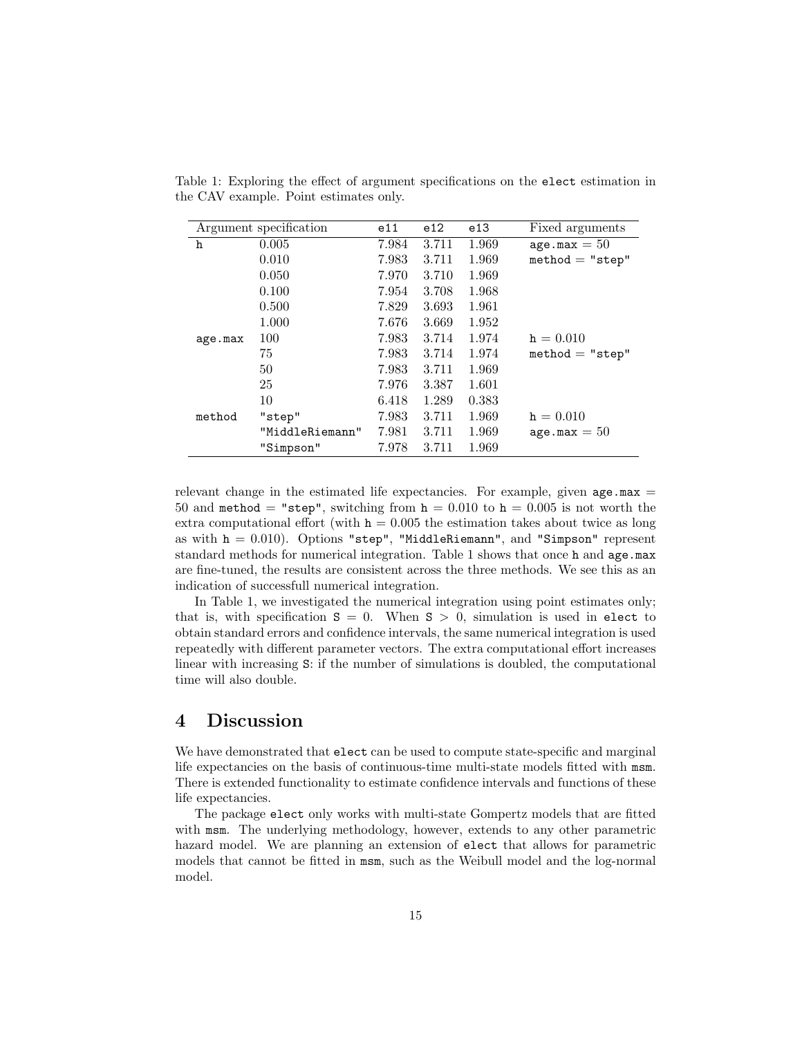Table 1: Exploring the effect of argument specifications on the `elect` estimation in the CAV example. Point estimates only.

| Argument specification | | `e11` | `e12` | `e13` | Fixed arguments |
|---|---|---|---|---|---|
| `h` | 0.005 | 7.984 | 3.711 | 1.969 | `age.max` = 50 |
| | 0.010 | 7.983 | 3.711 | 1.969 | `method` = `"step"` |
| | 0.050 | 7.970 | 3.710 | 1.969 | |
| | 0.100 | 7.954 | 3.708 | 1.968 | |
| | 0.500 | 7.829 | 3.693 | 1.961 | |
| | 1.000 | 7.676 | 3.669 | 1.952 | |
| `age.max` | 100 | 7.983 | 3.714 | 1.974 | `h` = 0.010 |
| | 75 | 7.983 | 3.714 | 1.974 | `method` = `"step"` |
| | 50 | 7.983 | 3.711 | 1.969 | |
| | 25 | 7.976 | 3.387 | 1.601 | |
| | 10 | 6.418 | 1.289 | 0.383 | |
| `method` | `"step"` | 7.983 | 3.711 | 1.969 | `h` = 0.010 |
| | `"MiddleRiemann"` | 7.981 | 3.711 | 1.969 | `age.max` = 50 |
| | `"Simpson"` | 7.978 | 3.711 | 1.969 | |

relevant change in the estimated life expectancies. For example, given `age.max` = 50 and `method = "step"`, switching from `h` = 0.010 to `h` = 0.005 is not worth the extra computational effort (with `h` = 0.005 the estimation takes about twice as long as with `h` = 0.010). Options `"step"`, `"MiddleRiemann"`, and `"Simpson"` represent standard methods for numerical integration. Table 1 shows that once `h` and `age.max` are fine-tuned, the results are consistent across the three methods. We see this as an indication of successfull numerical integration.

In Table 1, we investigated the numerical integration using point estimates only; that is, with specification `S` = 0. When `S` > 0, simulation is used in `elect` to obtain standard errors and confidence intervals, the same numerical integration is used repeatedly with different parameter vectors. The extra computational effort increases linear with increasing `S`: if the number of simulations is doubled, the computational time will also double.

# 4 Discussion

We have demonstrated that `elect` can be used to compute state-specific and marginal life expectancies on the basis of continuous-time multi-state models fitted with `msm`. There is extended functionality to estimate confidence intervals and functions of these life expectancies.

The package `elect` only works with multi-state Gompertz models that are fitted with `msm`. The underlying methodology, however, extends to any other parametric hazard model. We are planning an extension of `elect` that allows for parametric models that cannot be fitted in `msm`, such as the Weibull model and the log-normal model.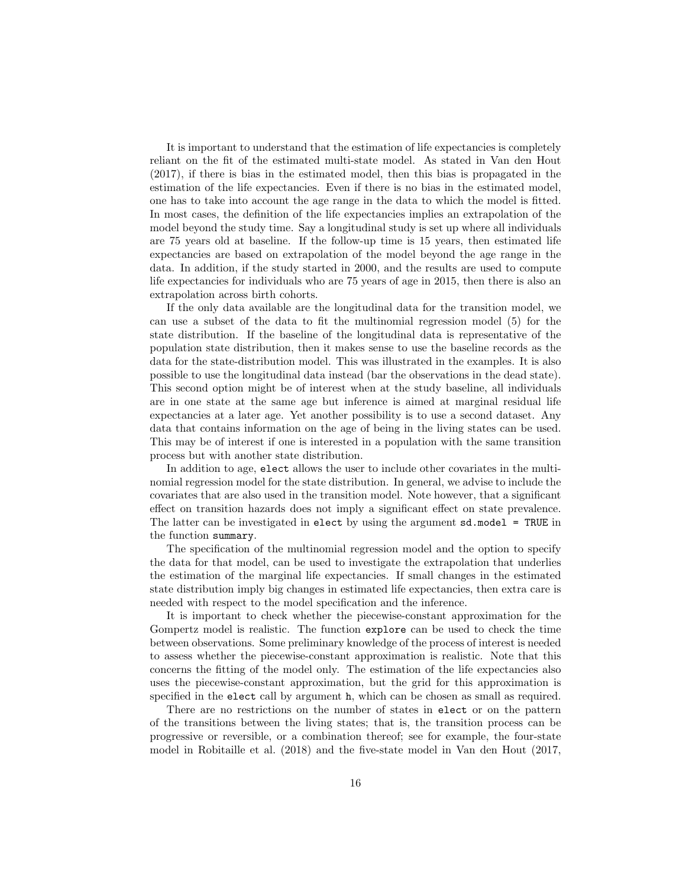It is important to understand that the estimation of life expectancies is completely reliant on the fit of the estimated multi-state model. As stated in Van den Hout (2017), if there is bias in the estimated model, then this bias is propagated in the estimation of the life expectancies. Even if there is no bias in the estimated model, one has to take into account the age range in the data to which the model is fitted. In most cases, the definition of the life expectancies implies an extrapolation of the model beyond the study time. Say a longitudinal study is set up where all individuals are 75 years old at baseline. If the follow-up time is 15 years, then estimated life expectancies are based on extrapolation of the model beyond the age range in the data. In addition, if the study started in 2000, and the results are used to compute life expectancies for individuals who are 75 years of age in 2015, then there is also an extrapolation across birth cohorts.

If the only data available are the longitudinal data for the transition model, we can use a subset of the data to fit the multinomial regression model (5) for the state distribution. If the baseline of the longitudinal data is representative of the population state distribution, then it makes sense to use the baseline records as the data for the state-distribution model. This was illustrated in the examples. It is also possible to use the longitudinal data instead (bar the observations in the dead state). This second option might be of interest when at the study baseline, all individuals are in one state at the same age but inference is aimed at marginal residual life expectancies at a later age. Yet another possibility is to use a second dataset. Any data that contains information on the age of being in the living states can be used. This may be of interest if one is interested in a population with the same transition process but with another state distribution.

In addition to age, `elect` allows the user to include other covariates in the multinomial regression model for the state distribution. In general, we advise to include the covariates that are also used in the transition model. Note however, that a significant effect on transition hazards does not imply a significant effect on state prevalence. The latter can be investigated in `elect` by using the argument `sd.model = TRUE` in the function `summary`.

The specification of the multinomial regression model and the option to specify the data for that model, can be used to investigate the extrapolation that underlies the estimation of the marginal life expectancies. If small changes in the estimated state distribution imply big changes in estimated life expectancies, then extra care is needed with respect to the model specification and the inference.

It is important to check whether the piecewise-constant approximation for the Gompertz model is realistic. The function `explore` can be used to check the time between observations. Some preliminary knowledge of the process of interest is needed to assess whether the piecewise-constant approximation is realistic. Note that this concerns the fitting of the model only. The estimation of the life expectancies also uses the piecewise-constant approximation, but the grid for this approximation is specified in the `elect` call by argument `h`, which can be chosen as small as required.

There are no restrictions on the number of states in `elect` or on the pattern of the transitions between the living states; that is, the transition process can be progressive or reversible, or a combination thereof; see for example, the four-state model in Robitaille et al. (2018) and the five-state model in Van den Hout (2017,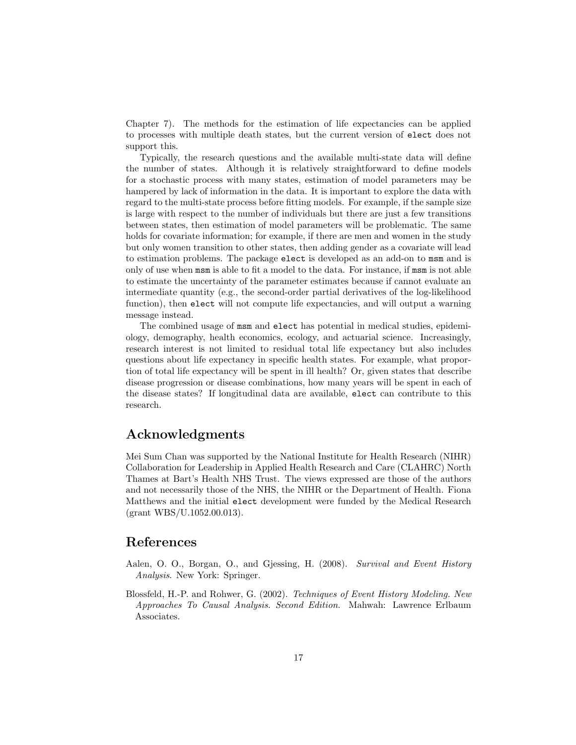Chapter 7). The methods for the estimation of life expectancies can be applied to processes with multiple death states, but the current version of `elect` does not support this.

Typically, the research questions and the available multi-state data will define the number of states. Although it is relatively straightforward to define models for a stochastic process with many states, estimation of model parameters may be hampered by lack of information in the data. It is important to explore the data with regard to the multi-state process before fitting models. For example, if the sample size is large with respect to the number of individuals but there are just a few transitions between states, then estimation of model parameters will be problematic. The same holds for covariate information; for example, if there are men and women in the study but only women transition to other states, then adding gender as a covariate will lead to estimation problems. The package `elect` is developed as an add-on to `msm` and is only of use when `msm` is able to fit a model to the data. For instance, if `msm` is not able to estimate the uncertainty of the parameter estimates because if cannot evaluate an intermediate quantity (e.g., the second-order partial derivatives of the log-likelihood function), then `elect` will not compute life expectancies, and will output a warning message instead.

The combined usage of `msm` and `elect` has potential in medical studies, epidemiology, demography, health economics, ecology, and actuarial science. Increasingly, research interest is not limited to residual total life expectancy but also includes questions about life expectancy in specific health states. For example, what proportion of total life expectancy will be spent in ill health? Or, given states that describe disease progression or disease combinations, how many years will be spent in each of the disease states? If longitudinal data are available, `elect` can contribute to this research.

## Acknowledgments

Mei Sum Chan was supported by the National Institute for Health Research (NIHR) Collaboration for Leadership in Applied Health Research and Care (CLAHRC) North Thames at Bart's Health NHS Trust. The views expressed are those of the authors and not necessarily those of the NHS, the NIHR or the Department of Health. Fiona Matthews and the initial `elect` development were funded by the Medical Research (grant WBS/U.1052.00.013).

## References

Aalen, O. O., Borgan, O., and Gjessing, H. (2008). *Survival and Event History Analysis*. New York: Springer.

Blossfeld, H.-P. and Rohwer, G. (2002). *Techniques of Event History Modeling. New Approaches To Causal Analysis. Second Edition.* Mahwah: Lawrence Erlbaum Associates.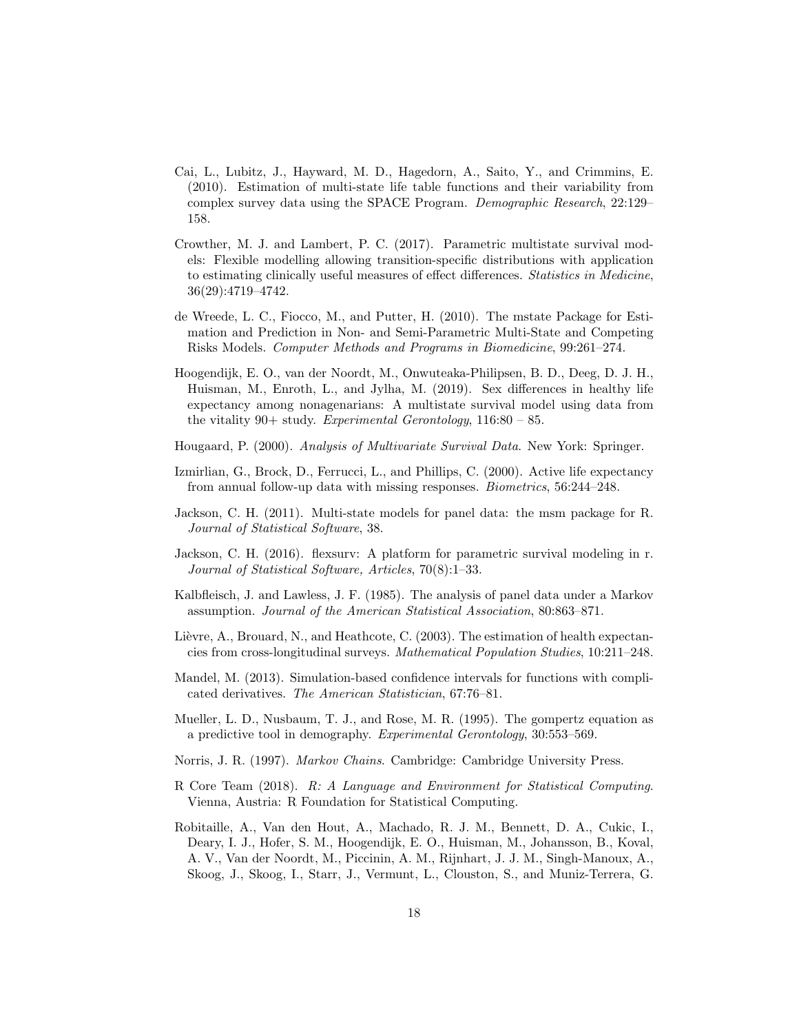Cai, L., Lubitz, J., Hayward, M. D., Hagedorn, A., Saito, Y., and Crimmins, E. (2010). Estimation of multi-state life table functions and their variability from complex survey data using the SPACE Program. *Demographic Research*, 22:129–158.

Crowther, M. J. and Lambert, P. C. (2017). Parametric multistate survival models: Flexible modelling allowing transition-specific distributions with application to estimating clinically useful measures of effect differences. *Statistics in Medicine*, 36(29):4719–4742.

de Wreede, L. C., Fiocco, M., and Putter, H. (2010). The mstate Package for Estimation and Prediction in Non- and Semi-Parametric Multi-State and Competing Risks Models. *Computer Methods and Programs in Biomedicine*, 99:261–274.

Hoogendijk, E. O., van der Noordt, M., Onwuteaka-Philipsen, B. D., Deeg, D. J. H., Huisman, M., Enroth, L., and Jylha, M. (2019). Sex differences in healthy life expectancy among nonagenarians: A multistate survival model using data from the vitality 90+ study. *Experimental Gerontology*, 116:80 – 85.

Hougaard, P. (2000). *Analysis of Multivariate Survival Data*. New York: Springer.

Izmirlian, G., Brock, D., Ferrucci, L., and Phillips, C. (2000). Active life expectancy from annual follow-up data with missing responses. *Biometrics*, 56:244–248.

Jackson, C. H. (2011). Multi-state models for panel data: the msm package for R. *Journal of Statistical Software*, 38.

Jackson, C. H. (2016). flexsurv: A platform for parametric survival modeling in r. *Journal of Statistical Software, Articles*, 70(8):1–33.

Kalbfleisch, J. and Lawless, J. F. (1985). The analysis of panel data under a Markov assumption. *Journal of the American Statistical Association*, 80:863–871.

Lièvre, A., Brouard, N., and Heathcote, C. (2003). The estimation of health expectancies from cross-longitudinal surveys. *Mathematical Population Studies*, 10:211–248.

Mandel, M. (2013). Simulation-based confidence intervals for functions with complicated derivatives. *The American Statistician*, 67:76–81.

Mueller, L. D., Nusbaum, T. J., and Rose, M. R. (1995). The gompertz equation as a predictive tool in demography. *Experimental Gerontology*, 30:553–569.

Norris, J. R. (1997). *Markov Chains*. Cambridge: Cambridge University Press.

R Core Team (2018). *R: A Language and Environment for Statistical Computing*. Vienna, Austria: R Foundation for Statistical Computing.

Robitaille, A., Van den Hout, A., Machado, R. J. M., Bennett, D. A., Cukic, I., Deary, I. J., Hofer, S. M., Hoogendijk, E. O., Huisman, M., Johansson, B., Koval, A. V., Van der Noordt, M., Piccinin, A. M., Rijnhart, J. J. M., Singh-Manoux, A., Skoog, J., Skoog, I., Starr, J., Vermunt, L., Clouston, S., and Muniz-Terrera, G.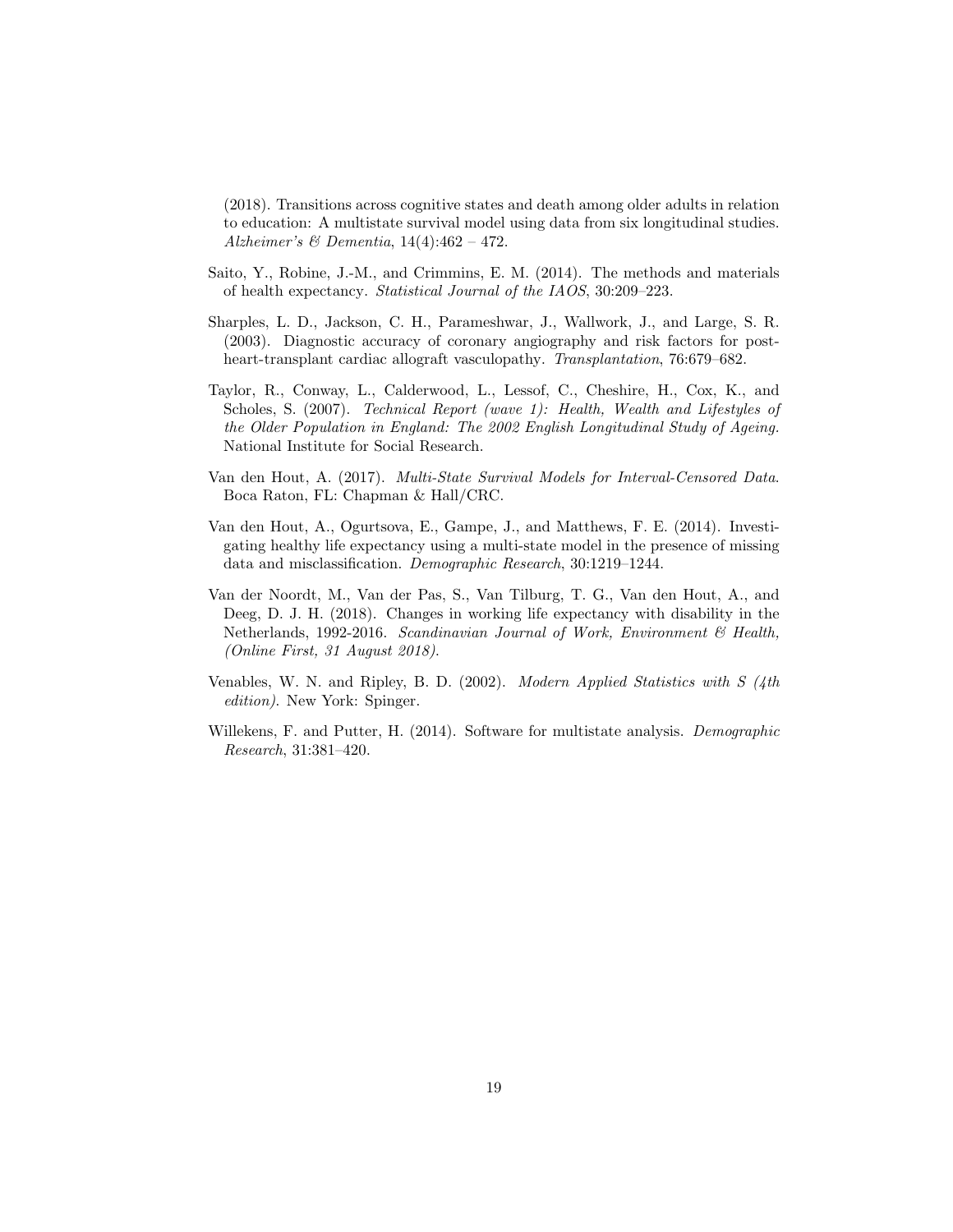(2018). Transitions across cognitive states and death among older adults in relation to education: A multistate survival model using data from six longitudinal studies. *Alzheimer's & Dementia*, 14(4):462 – 472.

Saito, Y., Robine, J.-M., and Crimmins, E. M. (2014). The methods and materials of health expectancy. *Statistical Journal of the IAOS*, 30:209–223.

Sharples, L. D., Jackson, C. H., Parameshwar, J., Wallwork, J., and Large, S. R. (2003). Diagnostic accuracy of coronary angiography and risk factors for post-heart-transplant cardiac allograft vasculopathy. *Transplantation*, 76:679–682.

Taylor, R., Conway, L., Calderwood, L., Lessof, C., Cheshire, H., Cox, K., and Scholes, S. (2007). *Technical Report (wave 1): Health, Wealth and Lifestyles of the Older Population in England: The 2002 English Longitudinal Study of Ageing.* National Institute for Social Research.

Van den Hout, A. (2017). *Multi-State Survival Models for Interval-Censored Data.* Boca Raton, FL: Chapman & Hall/CRC.

Van den Hout, A., Ogurtsova, E., Gampe, J., and Matthews, F. E. (2014). Investigating healthy life expectancy using a multi-state model in the presence of missing data and misclassification. *Demographic Research*, 30:1219–1244.

Van der Noordt, M., Van der Pas, S., Van Tilburg, T. G., Van den Hout, A., and Deeg, D. J. H. (2018). Changes in working life expectancy with disability in the Netherlands, 1992-2016. *Scandinavian Journal of Work, Environment & Health, (Online First, 31 August 2018).*

Venables, W. N. and Ripley, B. D. (2002). *Modern Applied Statistics with S (4th edition).* New York: Spinger.

Willekens, F. and Putter, H. (2014). Software for multistate analysis. *Demographic Research*, 31:381–420.